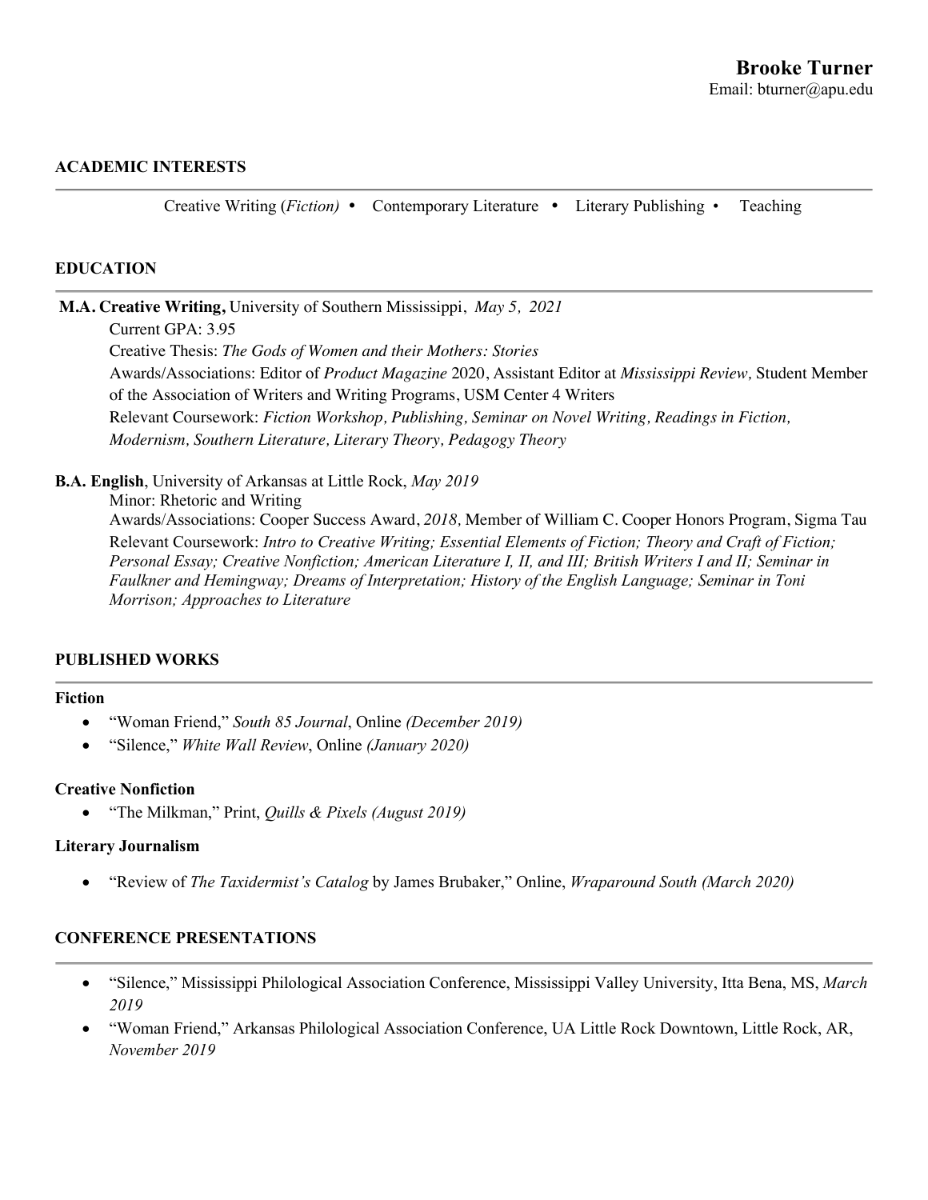# Brooke Turner

Email: bturner@apu.edu

## ACADEMIC INTERESTS

Creative Writing (*Fiction)* • Contemporary Literature • Literary Publishing • Teaching

## EDUCATION

**M.A. Creative Writing,** University of Southern Mississippi, *May 5, 2021*

Current GPA: 3.95

Creative Thesis: *The Gods of Women and their Mothers: Stories*

Awards/Associations: Editor of *Product Magazine* 2020, Assistant Editor at *Mississippi Review,* Student Member of the Association of Writers and Writing Programs, USM Center 4 Writers

Relevant Coursework: *Fiction Workshop, Publishing, Seminar on Novel Writing, Readings in Fiction, Modernism, Southern Literature, Literary Theory, Pedagogy Theory*

**B.A. English**, University of Arkansas at Little Rock, *May 2019*

Minor: Rhetoric and Writing

Awards/Associations: Cooper Success Award, *2018,* Member of William C. Cooper Honors Program, Sigma Tau

Relevant Coursework: *Intro to Creative Writing; Essential Elements of Fiction; Theory and Craft of Fiction; Personal Essay; Creative Nonfiction; American Literature I, II, and III; British Writers I and II; Seminar in Faulkner and Hemingway; Dreams of Interpretation; History of the English Language; Seminar in Toni Morrison; Approaches to Literature*

## PUBLISHED WORKS

### Fiction

- "Woman Friend," *South 85 Journal*, Online *(December 2019)*
- "Silence," *White Wall Review*, Online *(January 2020)*

### Creative Nonfiction

- "The Milkman," Print, *Quills & Pixels (August 2019)*

### Literary Journalism

- "Review of *The Taxidermist's Catalog* by James Brubaker," Online, *Wraparound South (March 2020)*

## CONFERENCE PRESENTATIONS

- "Silence," Mississippi Philological Association Conference, Mississippi Valley University, Itta Bena, MS, *March 2019*
- "Woman Friend," Arkansas Philological Association Conference, UA Little Rock Downtown, Little Rock, AR, *November 2019*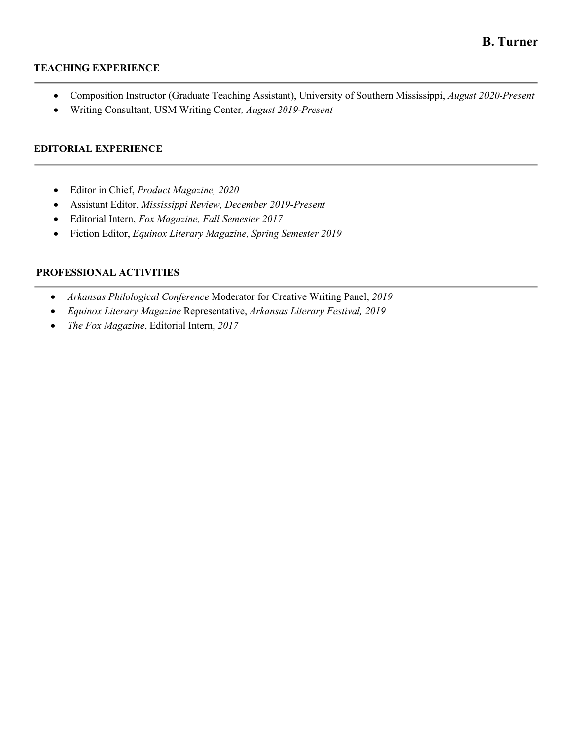## TEACHING EXPERIENCE

- Composition Instructor (Graduate Teaching Assistant), University of Southern Mississippi, *August 2020-Present*
- Writing Consultant, USM Writing Center*, August 2019-Present*

## EDITORIAL EXPERIENCE

- Editor in Chief, *Product Magazine, 2020*
- Assistant Editor, *Mississippi Review, December 2019-Present*
- Editorial Intern, *Fox Magazine, Fall Semester 2017*
- Fiction Editor, *Equinox Literary Magazine, Spring Semester 2019*

## PROFESSIONAL ACTIVITIES

- *Arkansas Philological Conference* Moderator for Creative Writing Panel, *2019*
- *Equinox Literary Magazine* Representative, *Arkansas Literary Festival, 2019*
- *The Fox Magazine*, Editorial Intern, *2017*